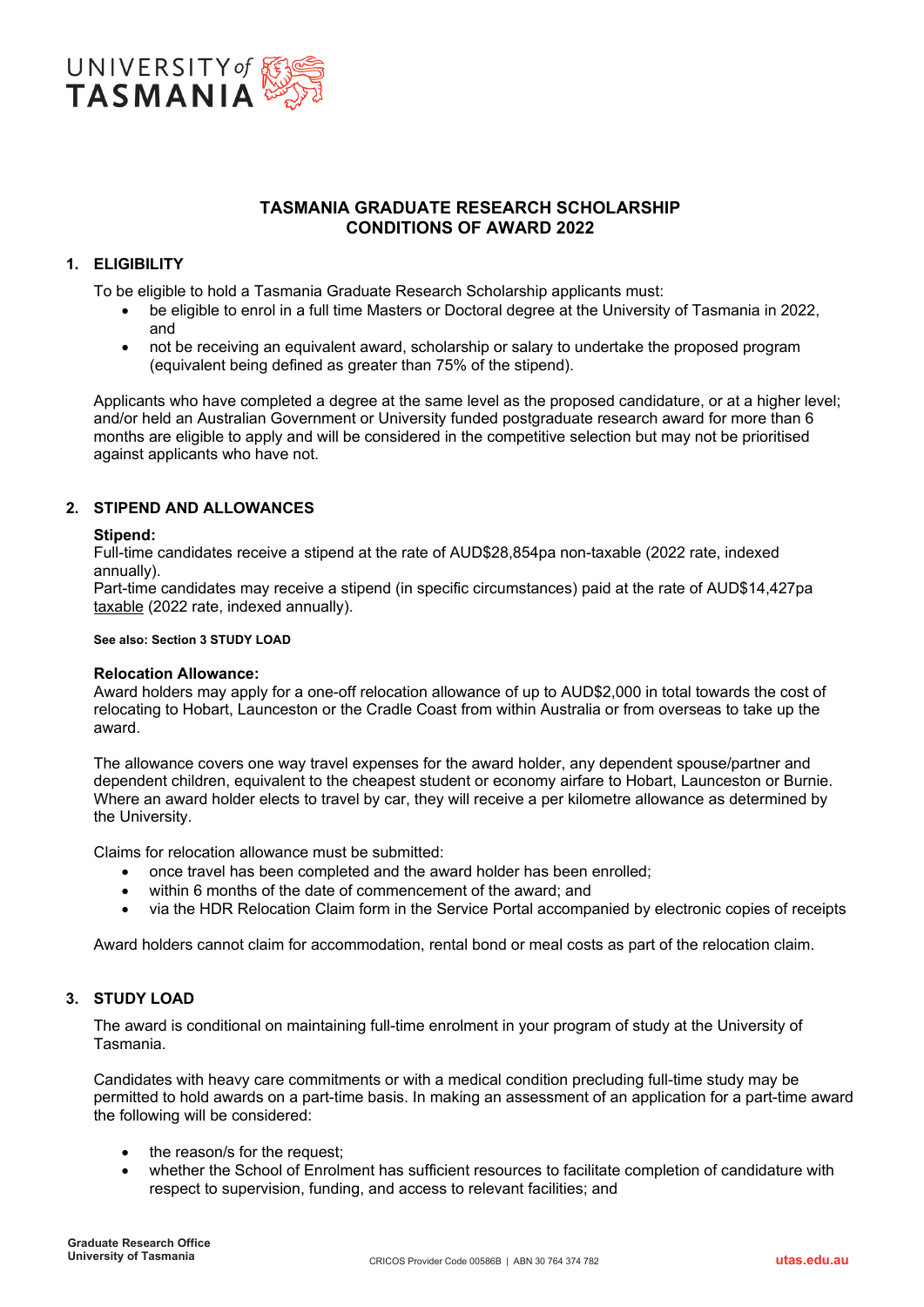# TASMANIA GRADUATE RESEARCH SCHOLARSHIP CONDITIONS OF AWARD 2022

## 1. ELIGIBILITY

To be eligible to hold a Tasmania Graduate Research Scholarship applicants must:

- be eligible to enrol in a full time Masters or Doctoral degree at the University of Tasmania in 2022, and
- not be receiving an equivalent award, scholarship or salary to undertake the proposed program (equivalent being defined as greater than 75% of the stipend).

Applicants who have completed a degree at the same level as the proposed candidature, or at a higher level; and/or held an Australian Government or University funded postgraduate research award for more than 6 months are eligible to apply and will be considered in the competitive selection but may not be prioritised against applicants who have not.

## 2. STIPEND AND ALLOWANCES

**Stipend:**

Full-time candidates receive a stipend at the rate of AUD$28,854pa non-taxable (2022 rate, indexed annually).

Part-time candidates may receive a stipend (in specific circumstances) paid at the rate of AUD$14,427pa taxable (2022 rate, indexed annually).

**See also: Section 3 STUDY LOAD**

**Relocation Allowance:**

Award holders may apply for a one-off relocation allowance of up to AUD$2,000 in total towards the cost of relocating to Hobart, Launceston or the Cradle Coast from within Australia or from overseas to take up the award.

The allowance covers one way travel expenses for the award holder, any dependent spouse/partner and dependent children, equivalent to the cheapest student or economy airfare to Hobart, Launceston or Burnie. Where an award holder elects to travel by car, they will receive a per kilometre allowance as determined by the University.

Claims for relocation allowance must be submitted:

- once travel has been completed and the award holder has been enrolled;
- within 6 months of the date of commencement of the award; and
- via the HDR Relocation Claim form in the Service Portal accompanied by electronic copies of receipts

Award holders cannot claim for accommodation, rental bond or meal costs as part of the relocation claim.

## 3. STUDY LOAD

The award is conditional on maintaining full-time enrolment in your program of study at the University of Tasmania.

Candidates with heavy care commitments or with a medical condition precluding full-time study may be permitted to hold awards on a part-time basis. In making an assessment of an application for a part-time award the following will be considered:

- the reason/s for the request;
- whether the School of Enrolment has sufficient resources to facilitate completion of candidature with respect to supervision, funding, and access to relevant facilities; and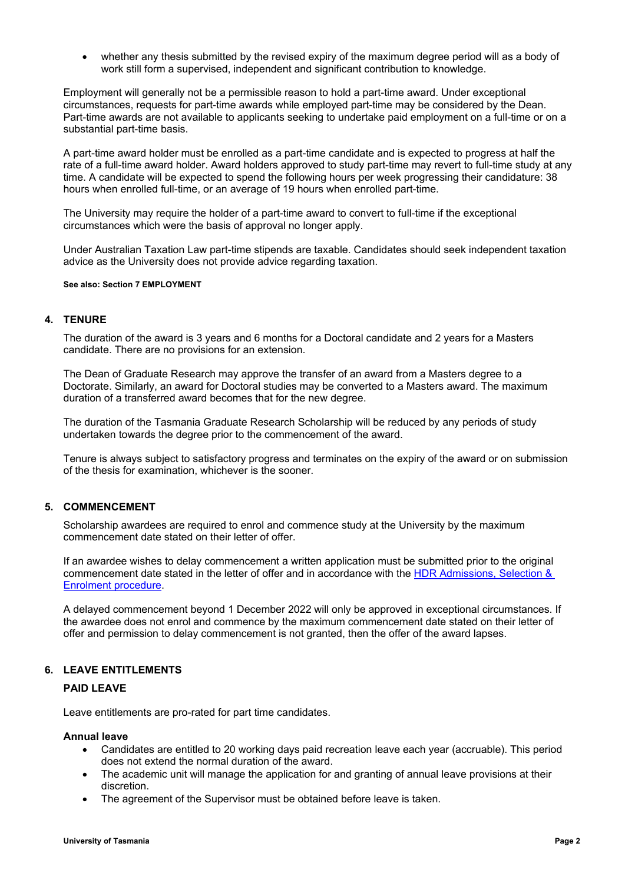- whether any thesis submitted by the revised expiry of the maximum degree period will as a body of work still form a supervised, independent and significant contribution to knowledge.

Employment will generally not be a permissible reason to hold a part-time award. Under exceptional circumstances, requests for part-time awards while employed part-time may be considered by the Dean. Part-time awards are not available to applicants seeking to undertake paid employment on a full-time or on a substantial part-time basis.

A part-time award holder must be enrolled as a part-time candidate and is expected to progress at half the rate of a full-time award holder. Award holders approved to study part-time may revert to full-time study at any time. A candidate will be expected to spend the following hours per week progressing their candidature: 38 hours when enrolled full-time, or an average of 19 hours when enrolled part-time.

The University may require the holder of a part-time award to convert to full-time if the exceptional circumstances which were the basis of approval no longer apply.

Under Australian Taxation Law part-time stipends are taxable. Candidates should seek independent taxation advice as the University does not provide advice regarding taxation.

**See also: Section 7 EMPLOYMENT**

## 4. TENURE

The duration of the award is 3 years and 6 months for a Doctoral candidate and 2 years for a Masters candidate. There are no provisions for an extension.

The Dean of Graduate Research may approve the transfer of an award from a Masters degree to a Doctorate. Similarly, an award for Doctoral studies may be converted to a Masters award. The maximum duration of a transferred award becomes that for the new degree.

The duration of the Tasmania Graduate Research Scholarship will be reduced by any periods of study undertaken towards the degree prior to the commencement of the award.

Tenure is always subject to satisfactory progress and terminates on the expiry of the award or on submission of the thesis for examination, whichever is the sooner.

## 5. COMMENCEMENT

Scholarship awardees are required to enrol and commence study at the University by the maximum commencement date stated on their letter of offer.

If an awardee wishes to delay commencement a written application must be submitted prior to the original commencement date stated in the letter of offer and in accordance with the HDR Admissions, Selection & Enrolment procedure.

A delayed commencement beyond 1 December 2022 will only be approved in exceptional circumstances. If the awardee does not enrol and commence by the maximum commencement date stated on their letter of offer and permission to delay commencement is not granted, then the offer of the award lapses.

## 6. LEAVE ENTITLEMENTS

### PAID LEAVE

Leave entitlements are pro-rated for part time candidates.

**Annual leave**

- Candidates are entitled to 20 working days paid recreation leave each year (accruable). This period does not extend the normal duration of the award.
- The academic unit will manage the application for and granting of annual leave provisions at their discretion.
- The agreement of the Supervisor must be obtained before leave is taken.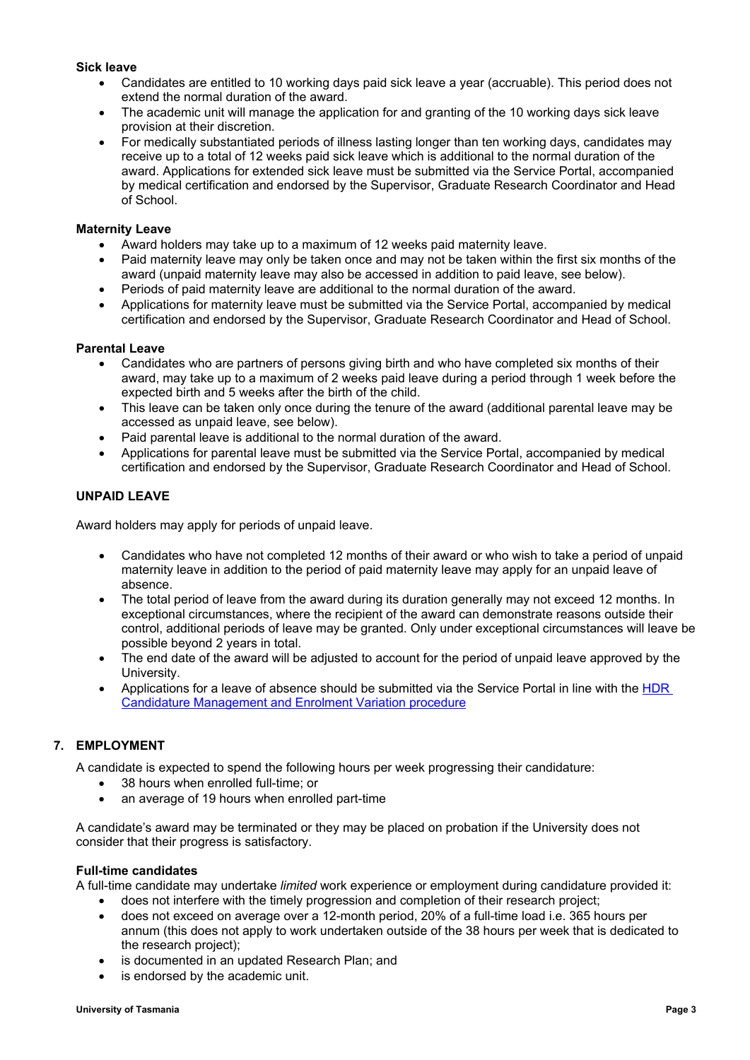**Sick leave**

- Candidates are entitled to 10 working days paid sick leave a year (accruable). This period does not extend the normal duration of the award.
- The academic unit will manage the application for and granting of the 10 working days sick leave provision at their discretion.
- For medically substantiated periods of illness lasting longer than ten working days, candidates may receive up to a total of 12 weeks paid sick leave which is additional to the normal duration of the award. Applications for extended sick leave must be submitted via the Service Portal, accompanied by medical certification and endorsed by the Supervisor, Graduate Research Coordinator and Head of School.

**Maternity Leave**

- Award holders may take up to a maximum of 12 weeks paid maternity leave.
- Paid maternity leave may only be taken once and may not be taken within the first six months of the award (unpaid maternity leave may also be accessed in addition to paid leave, see below).
- Periods of paid maternity leave are additional to the normal duration of the award.
- Applications for maternity leave must be submitted via the Service Portal, accompanied by medical certification and endorsed by the Supervisor, Graduate Research Coordinator and Head of School.

**Parental Leave**

- Candidates who are partners of persons giving birth and who have completed six months of their award, may take up to a maximum of 2 weeks paid leave during a period through 1 week before the expected birth and 5 weeks after the birth of the child.
- This leave can be taken only once during the tenure of the award (additional parental leave may be accessed as unpaid leave, see below).
- Paid parental leave is additional to the normal duration of the award.
- Applications for parental leave must be submitted via the Service Portal, accompanied by medical certification and endorsed by the Supervisor, Graduate Research Coordinator and Head of School.

**UNPAID LEAVE**

Award holders may apply for periods of unpaid leave.

- Candidates who have not completed 12 months of their award or who wish to take a period of unpaid maternity leave in addition to the period of paid maternity leave may apply for an unpaid leave of absence.
- The total period of leave from the award during its duration generally may not exceed 12 months. In exceptional circumstances, where the recipient of the award can demonstrate reasons outside their control, additional periods of leave may be granted. Only under exceptional circumstances will leave be possible beyond 2 years in total.
- The end date of the award will be adjusted to account for the period of unpaid leave approved by the University.
- Applications for a leave of absence should be submitted via the Service Portal in line with the HDR Candidature Management and Enrolment Variation procedure

## 7. EMPLOYMENT

A candidate is expected to spend the following hours per week progressing their candidature:

- 38 hours when enrolled full-time; or
- an average of 19 hours when enrolled part-time

A candidate's award may be terminated or they may be placed on probation if the University does not consider that their progress is satisfactory.

**Full-time candidates**

A full-time candidate may undertake *limited* work experience or employment during candidature provided it:

- does not interfere with the timely progression and completion of their research project;
- does not exceed on average over a 12-month period, 20% of a full-time load i.e. 365 hours per annum (this does not apply to work undertaken outside of the 38 hours per week that is dedicated to the research project);
- is documented in an updated Research Plan; and
- is endorsed by the academic unit.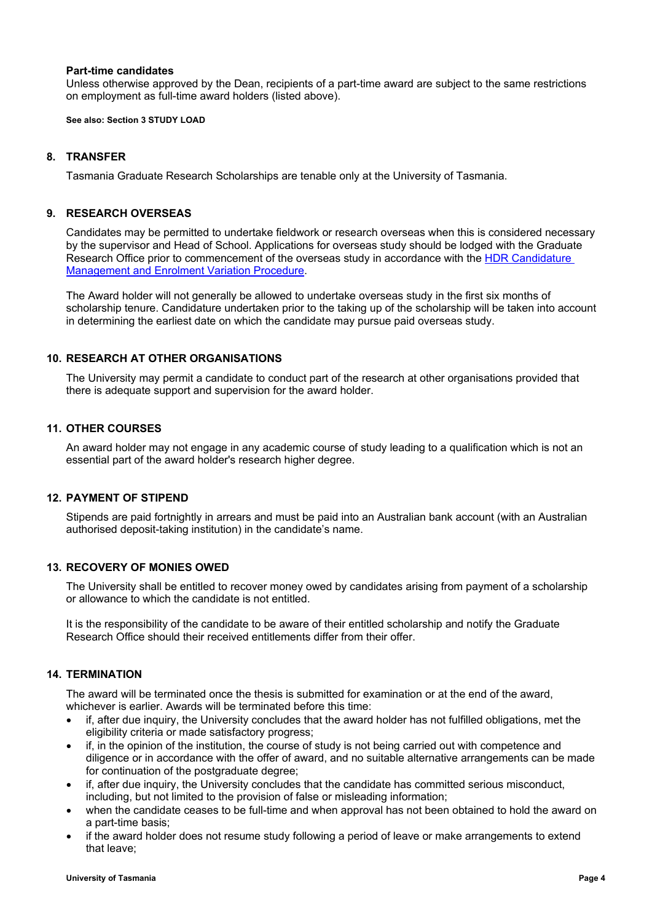**Part-time candidates**

Unless otherwise approved by the Dean, recipients of a part-time award are subject to the same restrictions on employment as full-time award holders (listed above).

**See also: Section 3 STUDY LOAD**

## 8. TRANSFER

Tasmania Graduate Research Scholarships are tenable only at the University of Tasmania.

## 9. RESEARCH OVERSEAS

Candidates may be permitted to undertake fieldwork or research overseas when this is considered necessary by the supervisor and Head of School. Applications for overseas study should be lodged with the Graduate Research Office prior to commencement of the overseas study in accordance with the [HDR Candidature Management and Enrolment Variation Procedure](HDR Candidature Management and Enrolment Variation Procedure).

The Award holder will not generally be allowed to undertake overseas study in the first six months of scholarship tenure. Candidature undertaken prior to the taking up of the scholarship will be taken into account in determining the earliest date on which the candidate may pursue paid overseas study.

## 10. RESEARCH AT OTHER ORGANISATIONS

The University may permit a candidate to conduct part of the research at other organisations provided that there is adequate support and supervision for the award holder.

## 11. OTHER COURSES

An award holder may not engage in any academic course of study leading to a qualification which is not an essential part of the award holder's research higher degree.

## 12. PAYMENT OF STIPEND

Stipends are paid fortnightly in arrears and must be paid into an Australian bank account (with an Australian authorised deposit-taking institution) in the candidate's name.

## 13. RECOVERY OF MONIES OWED

The University shall be entitled to recover money owed by candidates arising from payment of a scholarship or allowance to which the candidate is not entitled.

It is the responsibility of the candidate to be aware of their entitled scholarship and notify the Graduate Research Office should their received entitlements differ from their offer.

## 14. TERMINATION

The award will be terminated once the thesis is submitted for examination or at the end of the award, whichever is earlier. Awards will be terminated before this time:

- if, after due inquiry, the University concludes that the award holder has not fulfilled obligations, met the eligibility criteria or made satisfactory progress;
- if, in the opinion of the institution, the course of study is not being carried out with competence and diligence or in accordance with the offer of award, and no suitable alternative arrangements can be made for continuation of the postgraduate degree;
- if, after due inquiry, the University concludes that the candidate has committed serious misconduct, including, but not limited to the provision of false or misleading information;
- when the candidate ceases to be full-time and when approval has not been obtained to hold the award on a part-time basis;
- if the award holder does not resume study following a period of leave or make arrangements to extend that leave;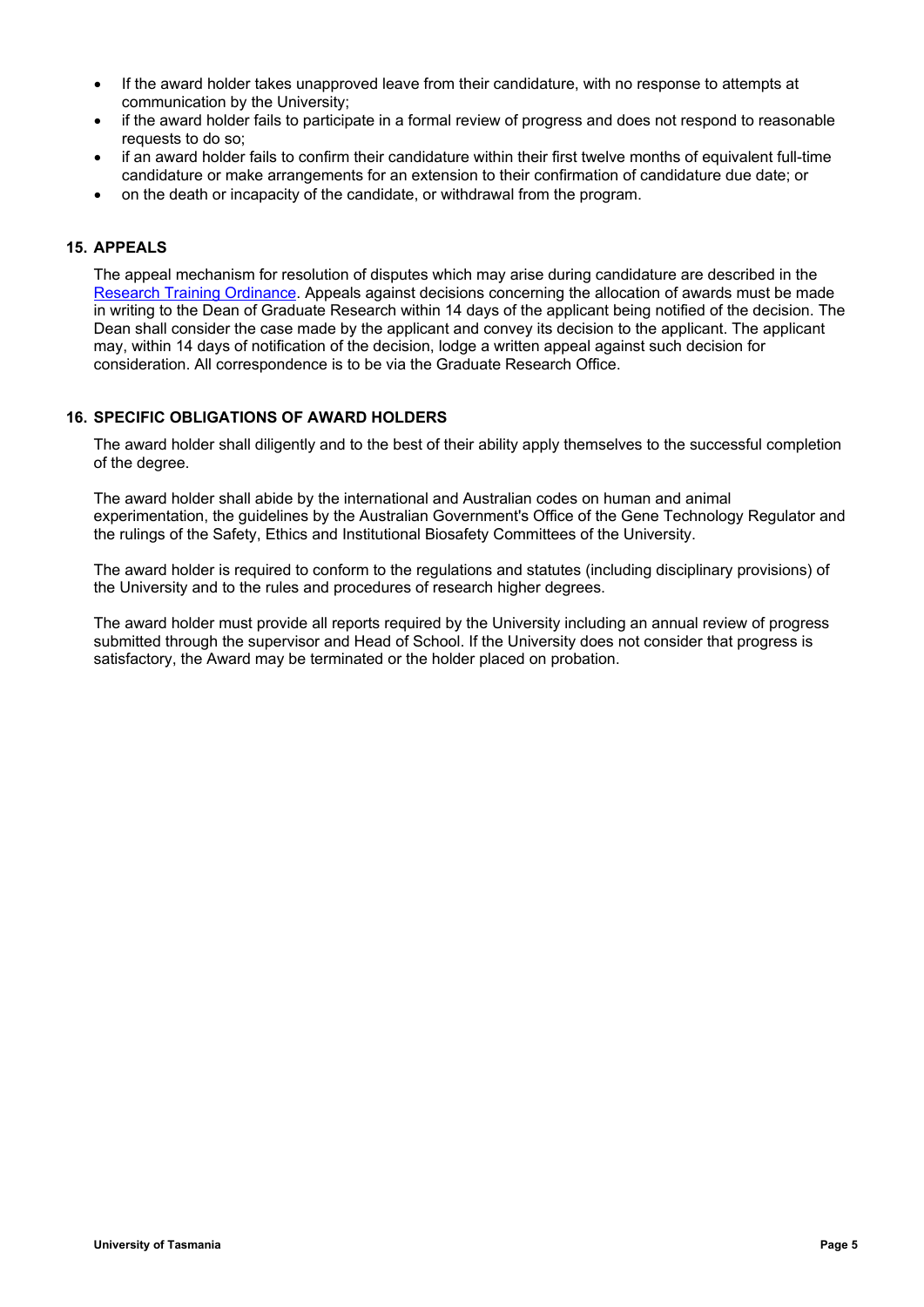- If the award holder takes unapproved leave from their candidature, with no response to attempts at communication by the University;
- if the award holder fails to participate in a formal review of progress and does not respond to reasonable requests to do so;
- if an award holder fails to confirm their candidature within their first twelve months of equivalent full-time candidature or make arrangements for an extension to their confirmation of candidature due date; or
- on the death or incapacity of the candidate, or withdrawal from the program.

## 15. APPEALS

The appeal mechanism for resolution of disputes which may arise during candidature are described in the Research Training Ordinance. Appeals against decisions concerning the allocation of awards must be made in writing to the Dean of Graduate Research within 14 days of the applicant being notified of the decision. The Dean shall consider the case made by the applicant and convey its decision to the applicant. The applicant may, within 14 days of notification of the decision, lodge a written appeal against such decision for consideration. All correspondence is to be via the Graduate Research Office.

## 16. SPECIFIC OBLIGATIONS OF AWARD HOLDERS

The award holder shall diligently and to the best of their ability apply themselves to the successful completion of the degree.

The award holder shall abide by the international and Australian codes on human and animal experimentation, the guidelines by the Australian Government's Office of the Gene Technology Regulator and the rulings of the Safety, Ethics and Institutional Biosafety Committees of the University.

The award holder is required to conform to the regulations and statutes (including disciplinary provisions) of the University and to the rules and procedures of research higher degrees.

The award holder must provide all reports required by the University including an annual review of progress submitted through the supervisor and Head of School. If the University does not consider that progress is satisfactory, the Award may be terminated or the holder placed on probation.